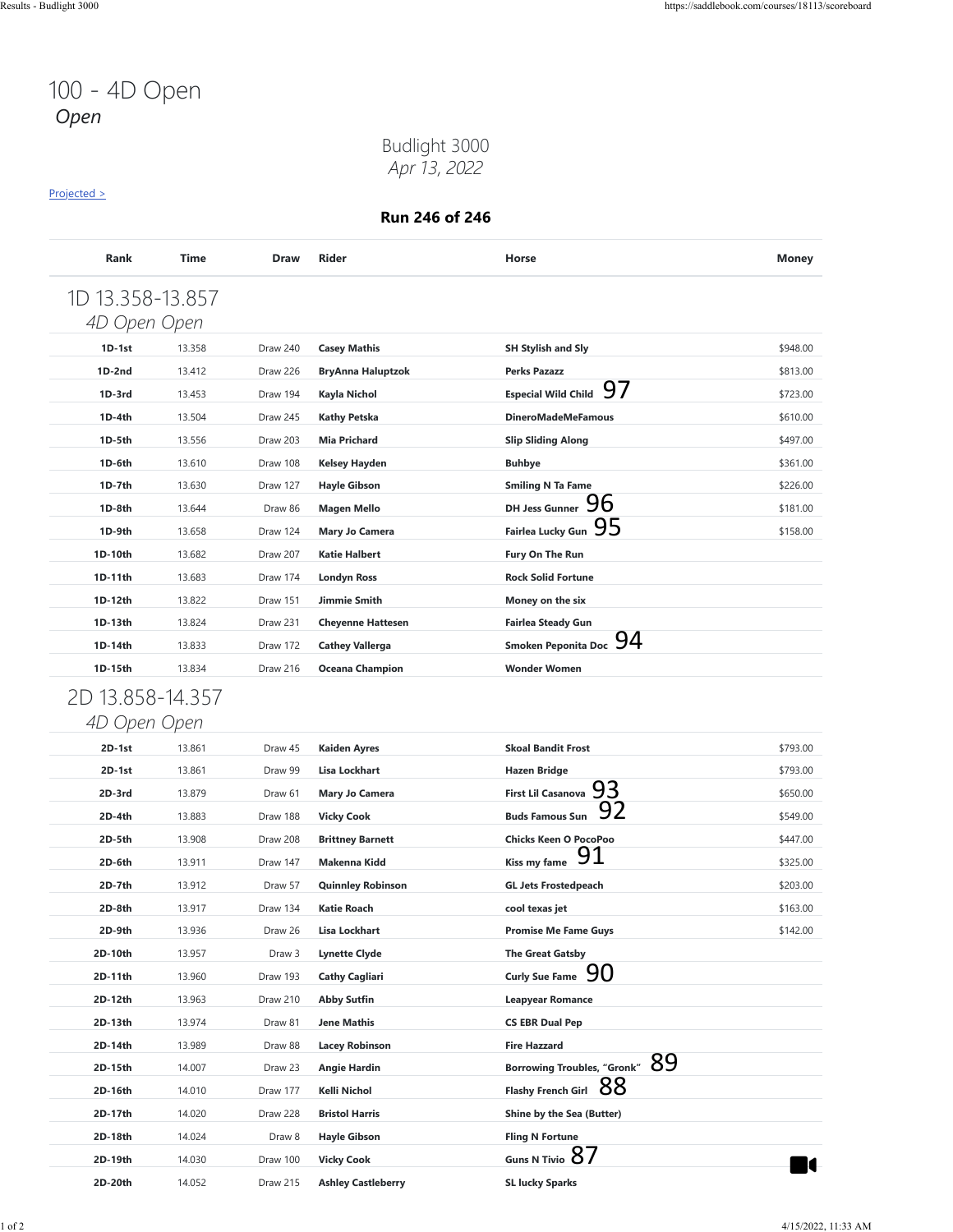# 100 - 4D Open

*Open*

Budlight 3000

*Apr 13, 2022*

Projected >

**Run 246 of 246**

| Rank | Time | Draw | Rider | Horse | | Money |
|---|---|---|---|---|---|---|
| **1D 13.358-13.857** *4D Open Open* | | | | | | |
| **1D-1st** | 13.358 | Draw 240 | **Casey Mathis** | **SH Stylish and Sly** | | $948.00 |
| **1D-2nd** | 13.412 | Draw 226 | **BryAnna Haluptzok** | **Perks Pazazz** | | $813.00 |
| **1D-3rd** | 13.453 | Draw 194 | **Kayla Nichol** | **Especial Wild Child** | 97 | $723.00 |
| **1D-4th** | 13.504 | Draw 245 | **Kathy Petska** | **DineroMadeMeFamous** | | $610.00 |
| **1D-5th** | 13.556 | Draw 203 | **Mia Prichard** | **Slip Sliding Along** | | $497.00 |
| **1D-6th** | 13.610 | Draw 108 | **Kelsey Hayden** | **Buhbye** | | $361.00 |
| **1D-7th** | 13.630 | Draw 127 | **Hayle Gibson** | **Smiling N Ta Fame** | | $226.00 |
| **1D-8th** | 13.644 | Draw 86 | **Magen Mello** | **DH Jess Gunner** | 96 | $181.00 |
| **1D-9th** | 13.658 | Draw 124 | **Mary Jo Camera** | **Fairlea Lucky Gun** | 95 | $158.00 |
| **1D-10th** | 13.682 | Draw 207 | **Katie Halbert** | **Fury On The Run** | | |
| **1D-11th** | 13.683 | Draw 174 | **Londyn Ross** | **Rock Solid Fortune** | | |
| **1D-12th** | 13.822 | Draw 151 | **Jimmie Smith** | **Money on the six** | | |
| **1D-13th** | 13.824 | Draw 231 | **Cheyenne Hattesen** | **Fairlea Steady Gun** | | |
| **1D-14th** | 13.833 | Draw 172 | **Cathey Vallerga** | **Smoken Peponita Doc** | 94 | |
| **1D-15th** | 13.834 | Draw 216 | **Oceana Champion** | **Wonder Women** | | |
| **2D 13.858-14.357** *4D Open Open* | | | | | | |
| **2D-1st** | 13.861 | Draw 45 | **Kaiden Ayres** | **Skoal Bandit Frost** | | $793.00 |
| **2D-1st** | 13.861 | Draw 99 | **Lisa Lockhart** | **Hazen Bridge** | | $793.00 |
| **2D-3rd** | 13.879 | Draw 61 | **Mary Jo Camera** | **First Lil Casanova** | 93 | $650.00 |
| **2D-4th** | 13.883 | Draw 188 | **Vicky Cook** | **Buds Famous Sun** | 92 | $549.00 |
| **2D-5th** | 13.908 | Draw 208 | **Brittney Barnett** | **Chicks Keen O PocoPoo** | | $447.00 |
| **2D-6th** | 13.911 | Draw 147 | **Makenna Kidd** | **Kiss my fame** | 91 | $325.00 |
| **2D-7th** | 13.912 | Draw 57 | **Quinnley Robinson** | **GL Jets Frostedpeach** | | $203.00 |
| **2D-8th** | 13.917 | Draw 134 | **Katie Roach** | **cool texas jet** | | $163.00 |
| **2D-9th** | 13.936 | Draw 26 | **Lisa Lockhart** | **Promise Me Fame Guys** | | $142.00 |
| **2D-10th** | 13.957 | Draw 3 | **Lynette Clyde** | **The Great Gatsby** | | |
| **2D-11th** | 13.960 | Draw 193 | **Cathy Cagliari** | **Curly Sue Fame** | 90 | |
| **2D-12th** | 13.963 | Draw 210 | **Abby Sutfin** | **Leapyear Romance** | | |
| **2D-13th** | 13.974 | Draw 81 | **Jene Mathis** | **CS EBR Dual Pep** | | |
| **2D-14th** | 13.989 | Draw 88 | **Lacey Robinson** | **Fire Hazzard** | | |
| **2D-15th** | 14.007 | Draw 23 | **Angie Hardin** | **Borrowing Troubles, "Gronk"** | 89 | |
| **2D-16th** | 14.010 | Draw 177 | **Kelli Nichol** | **Flashy French Girl** | 88 | |
| **2D-17th** | 14.020 | Draw 228 | **Bristol Harris** | **Shine by the Sea (Butter)** | | |
| **2D-18th** | 14.024 | Draw 8 | **Hayle Gibson** | **Fling N Fortune** | | |
| **2D-19th** | 14.030 | Draw 100 | **Vicky Cook** | **Guns N Tivio** | 87 | |
| **2D-20th** | 14.052 | Draw 215 | **Ashley Castleberry** | **SL lucky Sparks** | | |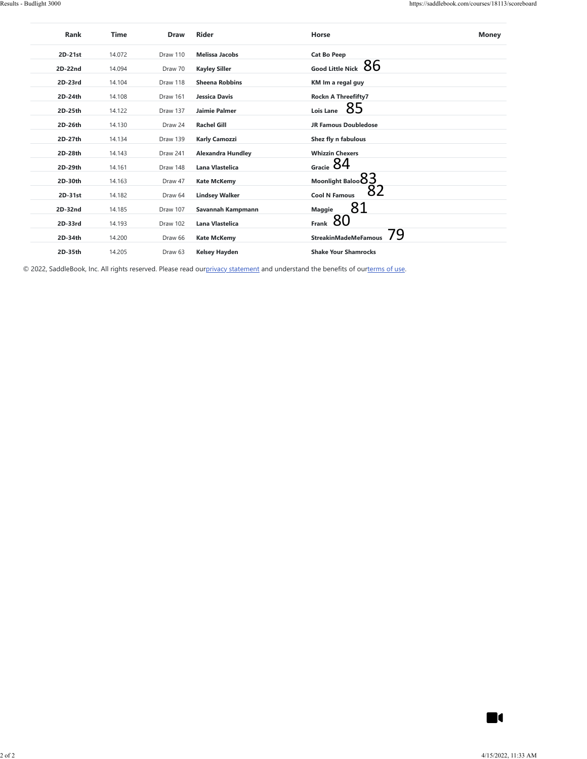| Rank | Time | Draw | Rider | Horse | Money |
|---|---|---|---|---|---|
| 2D-21st | 14.072 | Draw 110 | Melissa Jacobs | Cat Bo Peep | |
| 2D-22nd | 14.094 | Draw 70 | Kayley Siller | Good Little Nick 86 | |
| 2D-23rd | 14.104 | Draw 118 | Sheena Robbins | KM Im a regal guy | |
| 2D-24th | 14.108 | Draw 161 | Jessica Davis | Rockn A Threefifty7 | |
| 2D-25th | 14.122 | Draw 137 | Jaimie Palmer | Lois Lane 85 | |
| 2D-26th | 14.130 | Draw 24 | Rachel Gill | JR Famous Doubledose | |
| 2D-27th | 14.134 | Draw 139 | Karly Camozzi | Shez fly n fabulous | |
| 2D-28th | 14.143 | Draw 241 | Alexandra Hundley | Whizzin Chexers | |
| 2D-29th | 14.161 | Draw 148 | Lana Vlastelica | Gracie 84 | |
| 2D-30th | 14.163 | Draw 47 | Kate McKemy | Moonlight Baloo 83 | |
| 2D-31st | 14.182 | Draw 64 | Lindsey Walker | Cool N Famous 82 | |
| 2D-32nd | 14.185 | Draw 107 | Savannah Kampmann | Maggie 81 | |
| 2D-33rd | 14.193 | Draw 102 | Lana Vlastelica | Frank 80 | |
| 2D-34th | 14.200 | Draw 66 | Kate McKemy | StreakinMadeMeFamous 79 | |
| 2D-35th | 14.205 | Draw 63 | Kelsey Hayden | Shake Your Shamrocks | |

© 2022, SaddleBook, Inc. All rights reserved. Please read our privacy statement and understand the benefits of our terms of use.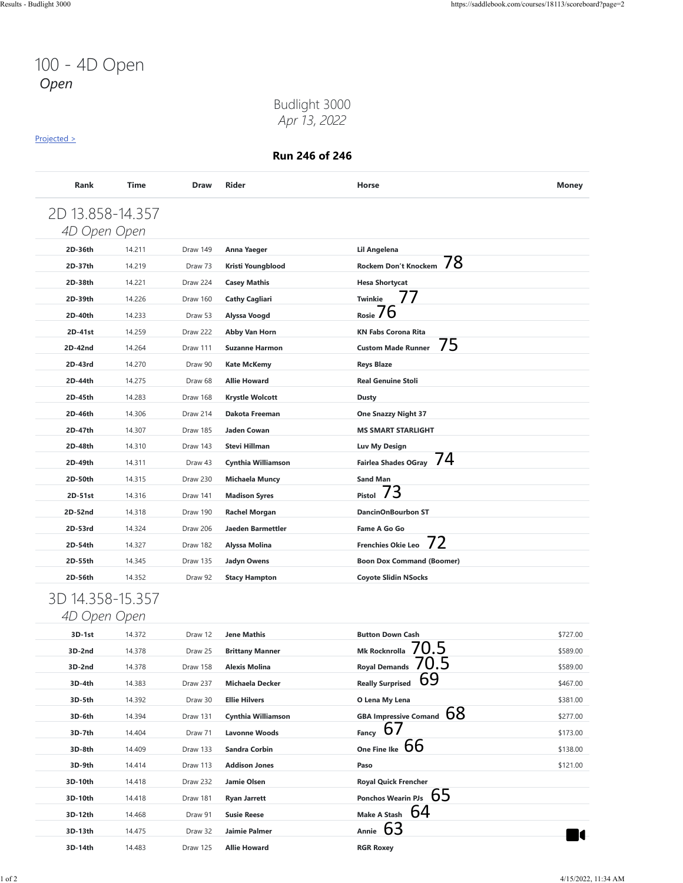# 100 - 4D Open

*Open*

Budlight 3000
*Apr 13, 2022*

Projected >

**Run 246 of 246**

| Rank | Time | Draw | Rider | Horse | Money |
|---|---|---|---|---|---|
| **2D 13.858-14.357** *4D Open Open* | | | | | |
| **2D-36th** | 14.211 | Draw 149 | **Anna Yaeger** | **Lil Angelena** | |
| **2D-37th** | 14.219 | Draw 73 | **Kristi Youngblood** | **Rockem Don't Knockem** 78 | |
| **2D-38th** | 14.221 | Draw 224 | **Casey Mathis** | **Hesa Shortycat** | |
| **2D-39th** | 14.226 | Draw 160 | **Cathy Cagliari** | **Twinkie** 77 | |
| **2D-40th** | 14.233 | Draw 53 | **Alyssa Voogd** | **Rosie** 76 | |
| **2D-41st** | 14.259 | Draw 222 | **Abby Van Horn** | **KN Fabs Corona Rita** | |
| **2D-42nd** | 14.264 | Draw 111 | **Suzanne Harmon** | **Custom Made Runner** 75 | |
| **2D-43rd** | 14.270 | Draw 90 | **Kate McKemy** | **Reys Blaze** | |
| **2D-44th** | 14.275 | Draw 68 | **Allie Howard** | **Real Genuine Stoli** | |
| **2D-45th** | 14.283 | Draw 168 | **Krystle Wolcott** | **Dusty** | |
| **2D-46th** | 14.306 | Draw 214 | **Dakota Freeman** | **One Snazzy Night 37** | |
| **2D-47th** | 14.307 | Draw 185 | **Jaden Cowan** | **MS SMART STARLIGHT** | |
| **2D-48th** | 14.310 | Draw 143 | **Stevi Hillman** | **Luv My Design** | |
| **2D-49th** | 14.311 | Draw 43 | **Cynthia Williamson** | **Fairlea Shades OGray** 74 | |
| **2D-50th** | 14.315 | Draw 230 | **Michaela Muncy** | **Sand Man** | |
| **2D-51st** | 14.316 | Draw 141 | **Madison Syres** | **Pistol** 73 | |
| **2D-52nd** | 14.318 | Draw 190 | **Rachel Morgan** | **DancinOnBourbon ST** | |
| **2D-53rd** | 14.324 | Draw 206 | **Jaeden Barmettler** | **Fame A Go Go** | |
| **2D-54th** | 14.327 | Draw 182 | **Alyssa Molina** | **Frenchies Okie Leo** 72 | |
| **2D-55th** | 14.345 | Draw 135 | **Jadyn Owens** | **Boon Dox Command (Boomer)** | |
| **2D-56th** | 14.352 | Draw 92 | **Stacy Hampton** | **Coyote Slidin NSocks** | |
| **3D 14.358-15.357** *4D Open Open* | | | | | |
| **3D-1st** | 14.372 | Draw 12 | **Jene Mathis** | **Button Down Cash** | $727.00 |
| **3D-2nd** | 14.378 | Draw 25 | **Brittany Manner** | **Mk Rocknrolla** 70.5 | $589.00 |
| **3D-2nd** | 14.378 | Draw 158 | **Alexis Molina** | **Royal Demands** 70.5 | $589.00 |
| **3D-4th** | 14.383 | Draw 237 | **Michaela Decker** | **Really Surprised** 69 | $467.00 |
| **3D-5th** | 14.392 | Draw 30 | **Ellie Hilvers** | **O Lena My Lena** | $381.00 |
| **3D-6th** | 14.394 | Draw 131 | **Cynthia Williamson** | **GBA Impressive Comand** 68 | $277.00 |
| **3D-7th** | 14.404 | Draw 71 | **Lavonne Woods** | **Fancy** 67 | $173.00 |
| **3D-8th** | 14.409 | Draw 133 | **Sandra Corbin** | **One Fine Ike** 66 | $138.00 |
| **3D-9th** | 14.414 | Draw 113 | **Addison Jones** | **Paso** | $121.00 |
| **3D-10th** | 14.418 | Draw 232 | **Jamie Olsen** | **Royal Quick Frencher** | |
| **3D-10th** | 14.418 | Draw 181 | **Ryan Jarrett** | **Ponchos Wearin PJs** 65 | |
| **3D-12th** | 14.468 | Draw 91 | **Susie Reese** | **Make A Stash** 64 | |
| **3D-13th** | 14.475 | Draw 32 | **Jaimie Palmer** | **Annie** 63 | |
| **3D-14th** | 14.483 | Draw 125 | **Allie Howard** | **RGR Roxey** | |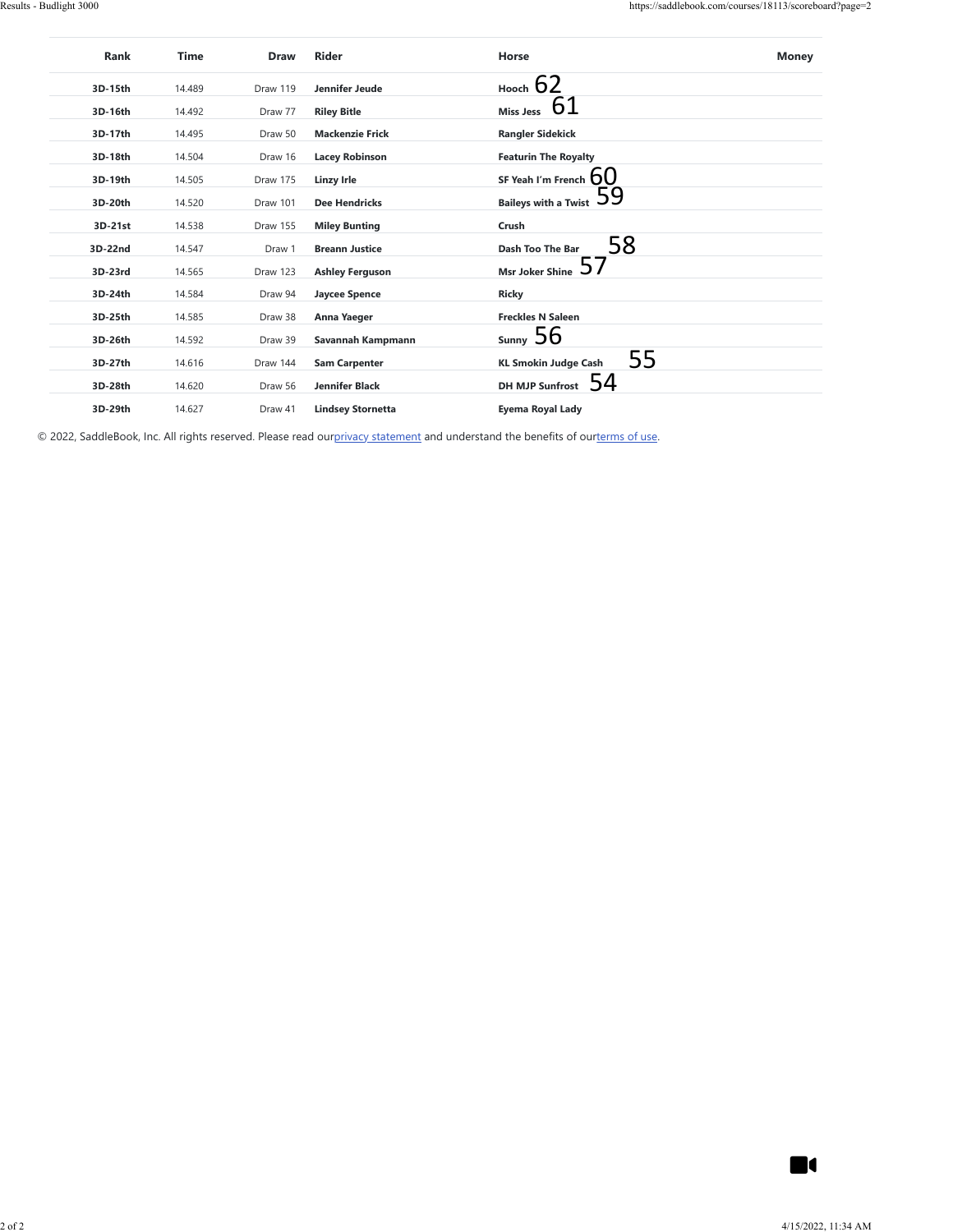| Rank | Time | Draw | Rider | Horse | Money |
|---|---|---|---|---|---|
| 3D-15th | 14.489 | Draw 119 | Jennifer Jeude | Hooch 62 | |
| 3D-16th | 14.492 | Draw 77 | Riley Bitle | Miss Jess 61 | |
| 3D-17th | 14.495 | Draw 50 | Mackenzie Frick | Rangler Sidekick | |
| 3D-18th | 14.504 | Draw 16 | Lacey Robinson | Featurin The Royalty | |
| 3D-19th | 14.505 | Draw 175 | Linzy Irle | SF Yeah I'm French 60 | |
| 3D-20th | 14.520 | Draw 101 | Dee Hendricks | Baileys with a Twist 59 | |
| 3D-21st | 14.538 | Draw 155 | Miley Bunting | Crush | |
| 3D-22nd | 14.547 | Draw 1 | Breann Justice | Dash Too The Bar 58 | |
| 3D-23rd | 14.565 | Draw 123 | Ashley Ferguson | Msr Joker Shine 57 | |
| 3D-24th | 14.584 | Draw 94 | Jaycee Spence | Ricky | |
| 3D-25th | 14.585 | Draw 38 | Anna Yaeger | Freckles N Saleen | |
| 3D-26th | 14.592 | Draw 39 | Savannah Kampmann | Sunny 56 | |
| 3D-27th | 14.616 | Draw 144 | Sam Carpenter | KL Smokin Judge Cash 55 | |
| 3D-28th | 14.620 | Draw 56 | Jennifer Black | DH MJP Sunfrost 54 | |
| 3D-29th | 14.627 | Draw 41 | Lindsey Stornetta | Eyema Royal Lady | |

© 2022, SaddleBook, Inc. All rights reserved. Please read ourprivacy statement and understand the benefits of ourterms of use.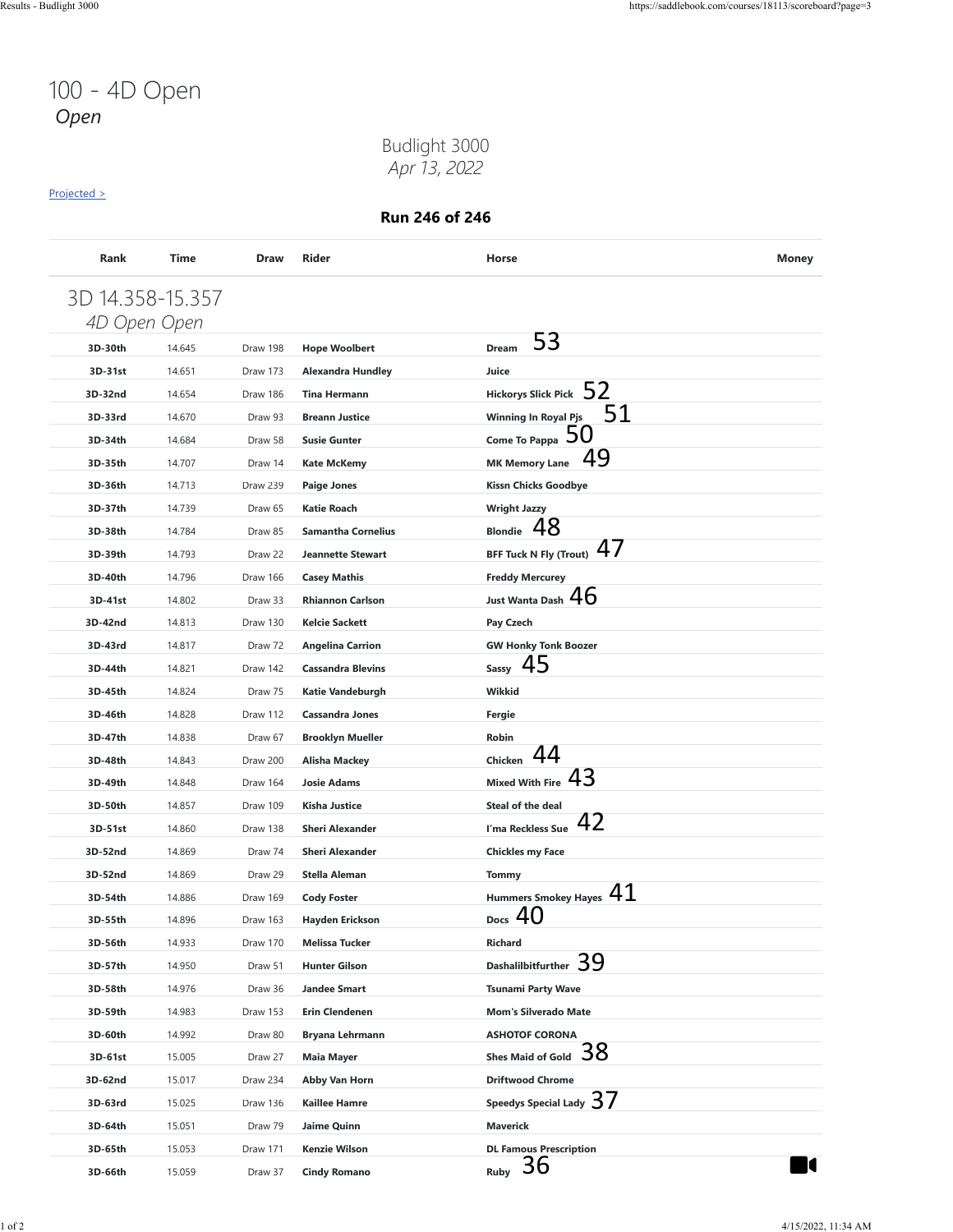# 100 - 4D Open

*Open*

Budlight 3000

*Apr 13, 2022*

Projected >

**Run 246 of 246**

| Rank | Time | Draw | Rider | Horse | Money |
|---|---|---|---|---|---|
| **3D 14.358-15.357** *4D Open Open* | | | | | |
| 3D-30th | 14.645 | Draw 198 | Hope Woolbert | Dream 53 | |
| 3D-31st | 14.651 | Draw 173 | Alexandra Hundley | Juice | |
| 3D-32nd | 14.654 | Draw 186 | Tina Hermann | Hickorys Slick Pick 52 | |
| 3D-33rd | 14.670 | Draw 93 | Breann Justice | Winning In Royal Pjs 51 | |
| 3D-34th | 14.684 | Draw 58 | Susie Gunter | Come To Pappa 50 | |
| 3D-35th | 14.707 | Draw 14 | Kate McKemy | MK Memory Lane 49 | |
| 3D-36th | 14.713 | Draw 239 | Paige Jones | Kissn Chicks Goodbye | |
| 3D-37th | 14.739 | Draw 65 | Katie Roach | Wright Jazzy | |
| 3D-38th | 14.784 | Draw 85 | Samantha Cornelius | Blondie 48 | |
| 3D-39th | 14.793 | Draw 22 | Jeannette Stewart | BFF Tuck N Fly (Trout) 47 | |
| 3D-40th | 14.796 | Draw 166 | Casey Mathis | Freddy Mercurey | |
| 3D-41st | 14.802 | Draw 33 | Rhiannon Carlson | Just Wanta Dash 46 | |
| 3D-42nd | 14.813 | Draw 130 | Kelcie Sackett | Pay Czech | |
| 3D-43rd | 14.817 | Draw 72 | Angelina Carrion | GW Honky Tonk Boozer | |
| 3D-44th | 14.821 | Draw 142 | Cassandra Blevins | Sassy 45 | |
| 3D-45th | 14.824 | Draw 75 | Katie Vandeburgh | Wikkid | |
| 3D-46th | 14.828 | Draw 112 | Cassandra Jones | Fergie | |
| 3D-47th | 14.838 | Draw 67 | Brooklyn Mueller | Robin | |
| 3D-48th | 14.843 | Draw 200 | Alisha Mackey | Chicken 44 | |
| 3D-49th | 14.848 | Draw 164 | Josie Adams | Mixed With Fire 43 | |
| 3D-50th | 14.857 | Draw 109 | Kisha Justice | Steal of the deal | |
| 3D-51st | 14.860 | Draw 138 | Sheri Alexander | I'ma Reckless Sue 42 | |
| 3D-52nd | 14.869 | Draw 74 | Sheri Alexander | Chickles my Face | |
| 3D-52nd | 14.869 | Draw 29 | Stella Aleman | Tommy | |
| 3D-54th | 14.886 | Draw 169 | Cody Foster | Hummers Smokey Hayes 41 | |
| 3D-55th | 14.896 | Draw 163 | Hayden Erickson | Docs 40 | |
| 3D-56th | 14.933 | Draw 170 | Melissa Tucker | Richard | |
| 3D-57th | 14.950 | Draw 51 | Hunter Gilson | Dashalilbitfurther 39 | |
| 3D-58th | 14.976 | Draw 36 | Jandee Smart | Tsunami Party Wave | |
| 3D-59th | 14.983 | Draw 153 | Erin Clendenen | Mom's Silverado Mate | |
| 3D-60th | 14.992 | Draw 80 | Bryana Lehrmann | ASHOTOF CORONA | |
| 3D-61st | 15.005 | Draw 27 | Maia Mayer | Shes Maid of Gold 38 | |
| 3D-62nd | 15.017 | Draw 234 | Abby Van Horn | Driftwood Chrome | |
| 3D-63rd | 15.025 | Draw 136 | Kaillee Hamre | Speedys Special Lady 37 | |
| 3D-64th | 15.051 | Draw 79 | Jaime Quinn | Maverick | |
| 3D-65th | 15.053 | Draw 171 | Kenzie Wilson | DL Famous Prescription | |
| 3D-66th | 15.059 | Draw 37 | Cindy Romano | Ruby 36 | |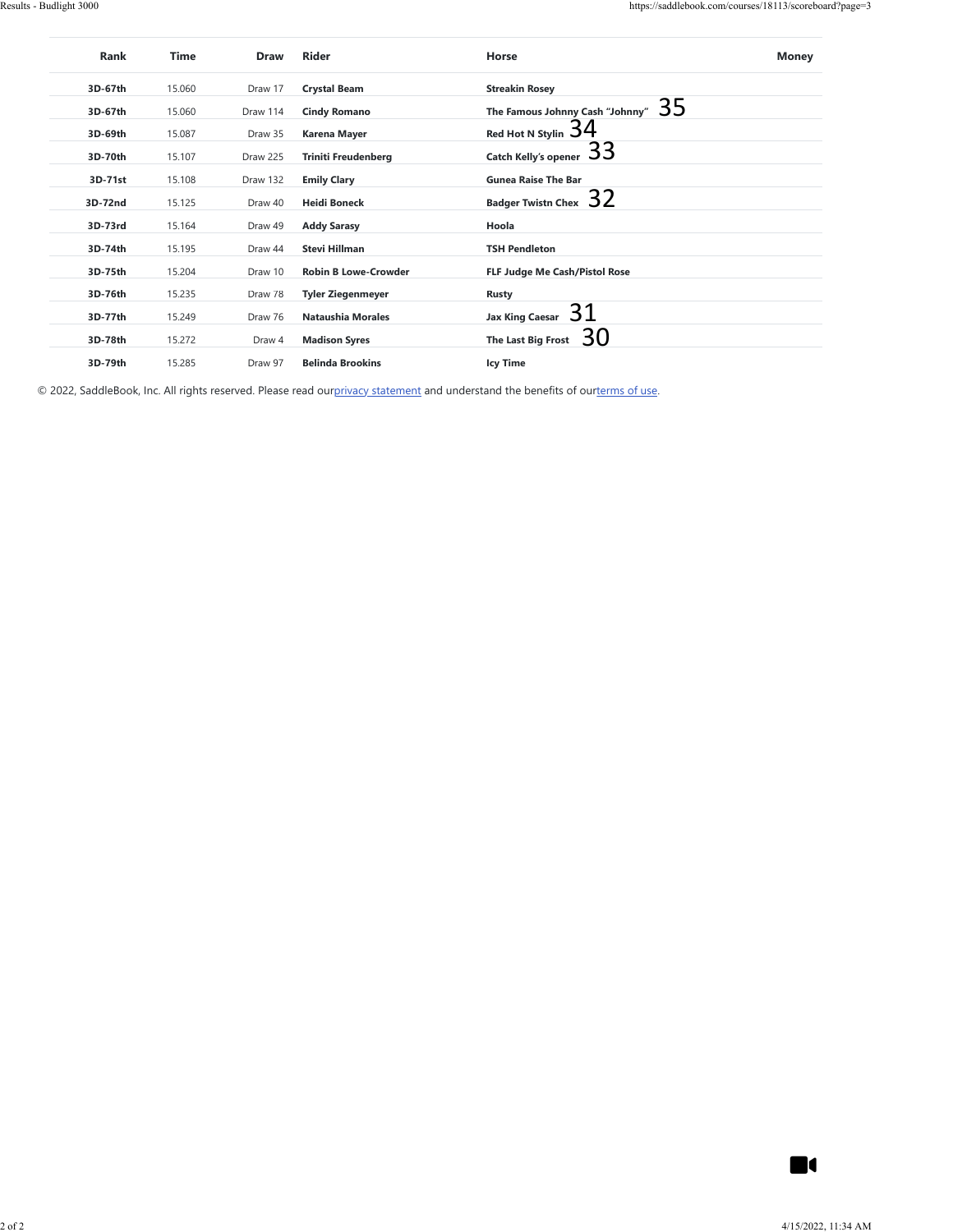| Rank | Time | Draw | Rider | Horse | Money |
|---|---|---|---|---|---|
| 3D-67th | 15.060 | Draw 17 | Crystal Beam | Streakin Rosey | |
| 3D-67th | 15.060 | Draw 114 | Cindy Romano | The Famous Johnny Cash "Johnny" 35 | |
| 3D-69th | 15.087 | Draw 35 | Karena Mayer | Red Hot N Stylin 34 | |
| 3D-70th | 15.107 | Draw 225 | Triniti Freudenberg | Catch Kelly's opener 33 | |
| 3D-71st | 15.108 | Draw 132 | Emily Clary | Gunea Raise The Bar | |
| 3D-72nd | 15.125 | Draw 40 | Heidi Boneck | Badger Twistn Chex 32 | |
| 3D-73rd | 15.164 | Draw 49 | Addy Sarasy | Hoola | |
| 3D-74th | 15.195 | Draw 44 | Stevi Hillman | TSH Pendleton | |
| 3D-75th | 15.204 | Draw 10 | Robin B Lowe-Crowder | FLF Judge Me Cash/Pistol Rose | |
| 3D-76th | 15.235 | Draw 78 | Tyler Ziegenmeyer | Rusty | |
| 3D-77th | 15.249 | Draw 76 | Nataushia Morales | Jax King Caesar 31 | |
| 3D-78th | 15.272 | Draw 4 | Madison Syres | The Last Big Frost 30 | |
| 3D-79th | 15.285 | Draw 97 | Belinda Brookins | Icy Time | |

© 2022, SaddleBook, Inc. All rights reserved. Please read our privacy statement and understand the benefits of our terms of use.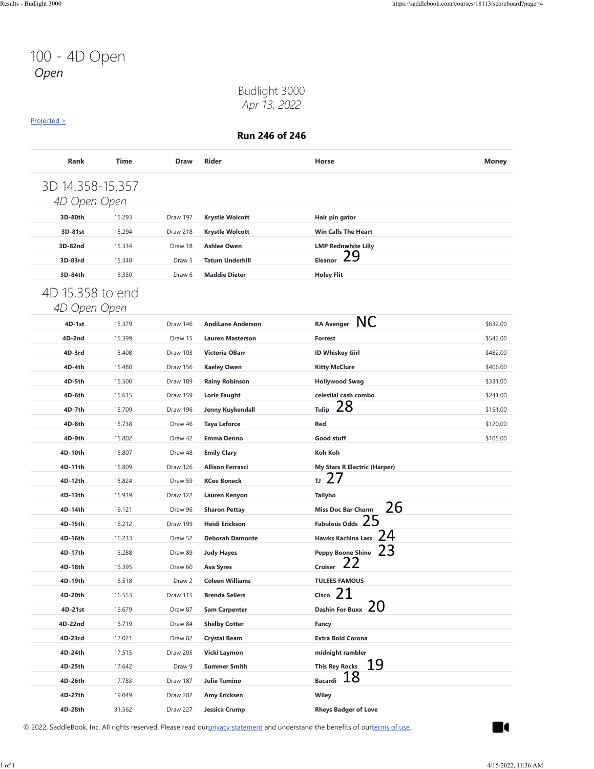# 100 - 4D Open

*Open*

Budlight 3000

*Apr 13, 2022*

[Projected >](#)

**Run 246 of 246**

| Rank | Time | Draw | Rider | Horse | Money |
|---|---|---|---|---|---|
| **3D 14.358-15.357** *4D Open Open* | | | | | |
| **3D-80th** | 15.293 | Draw 197 | **Krystle Wolcott** | **Hair pin gator** | |
| **3D-81st** | 15.294 | Draw 218 | **Krystle Wolcott** | **Win Calls The Heart** | |
| **3D-82nd** | 15.334 | Draw 18 | **Ashlee Owen** | **LMP Rednwhite Lilly** | |
| **3D-83rd** | 15.348 | Draw 5 | **Tatum Underhill** | **Eleanor** 29 | |
| **3D-84th** | 15.350 | Draw 6 | **Maddie Dieter** | **Holey Flit** | |
| **4D 15.358 to end** *4D Open Open* | | | | | |
| **4D-1st** | 15.379 | Draw 146 | **AndiLane Anderson** | **RA Avenger** NC | $632.00 |
| **4D-2nd** | 15.399 | Draw 15 | **Lauren Masterson** | **Forrest** | $542.00 |
| **4D-3rd** | 15.408 | Draw 103 | **Victoria OBarr** | **ID Whiskey Girl** | $482.00 |
| **4D-4th** | 15.480 | Draw 156 | **Kaeley Owen** | **Kitty McClure** | $406.00 |
| **4D-5th** | 15.500 | Draw 189 | **Rainy Robinson** | **Hollywood Swag** | $331.00 |
| **4D-6th** | 15.615 | Draw 159 | **Lorie Faught** | **celestial cash combo** | $241.00 |
| **4D-7th** | 15.709 | Draw 196 | **Jenny Kuykendall** | **Tulip** 28 | $151.00 |
| **4D-8th** | 15.738 | Draw 46 | **Taya Leforce** | **Red** | $120.00 |
| **4D-9th** | 15.802 | Draw 42 | **Emma Denno** | **Good stuff** | $105.00 |
| **4D-10th** | 15.807 | Draw 48 | **Emily Clary** | **Koh Koh** | |
| **4D-11th** | 15.809 | Draw 126 | **Allison Ferrasci** | **My Stars R Electric (Harper)** | |
| **4D-12th** | 15.824 | Draw 59 | **KCee Boneck** | **TJ** 27 | |
| **4D-13th** | 15.939 | Draw 122 | **Lauren Kenyon** | **Tallyho** | |
| **4D-14th** | 16.121 | Draw 96 | **Sharon Pettay** | **Miss Doc Bar Charm** 26 | |
| **4D-15th** | 16.212 | Draw 199 | **Heidi Erickson** | **Fabulous Odds** 25 | |
| **4D-16th** | 16.233 | Draw 52 | **Deborah Damonte** | **Hawks Kachina Lass** 24 | |
| **4D-17th** | 16.288 | Draw 89 | **Judy Hayes** | **Peppy Boone Shine** 23 | |
| **4D-18th** | 16.395 | Draw 60 | **Ava Syres** | **Cruiser** 22 | |
| **4D-19th** | 16.518 | Draw 2 | **Coleen Williams** | **TULEES FAMOUS** | |
| **4D-20th** | 16.553 | Draw 115 | **Brenda Sellers** | **Cisco** 21 | |
| **4D-21st** | 16.679 | Draw 87 | **Sam Carpenter** | **Dashin For Buxx** 20 | |
| **4D-22nd** | 16.719 | Draw 84 | **Shelby Cotter** | **Fancy** | |
| **4D-23rd** | 17.021 | Draw 82 | **Crystal Beam** | **Extra Bold Corona** | |
| **4D-24th** | 17.515 | Draw 205 | **Vicki Laymon** | **midnight rambler** | |
| **4D-25th** | 17.642 | Draw 9 | **Summer Smith** | **This Rey Rocks** 19 | |
| **4D-26th** | 17.783 | Draw 187 | **Julie Tumino** | **Bacardi** 18 | |
| **4D-27th** | 19.049 | Draw 202 | **Amy Ericksen** | **Wiley** | |
| **4D-28th** | 31.562 | Draw 227 | **Jessica Crump** | **Rheys Badger of Love** | |

© 2022, SaddleBook, Inc. All rights reserved. Please read our privacy statement and understand the benefits of our terms of use.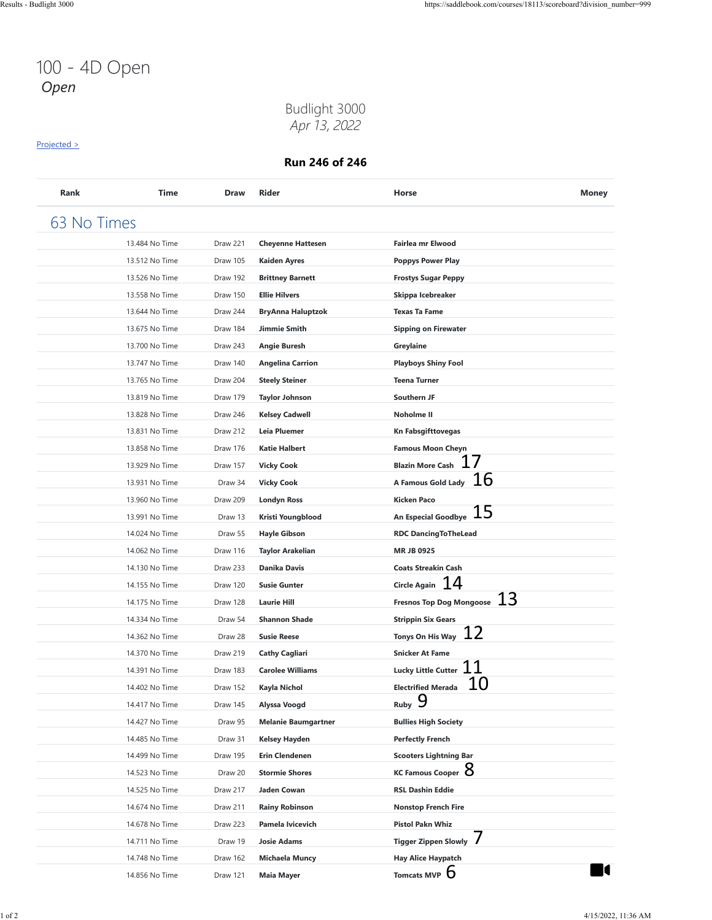# 100 - 4D Open

*Open*

Budlight 3000
*Apr 13, 2022*

Projected >

**Run 246 of 246**

| Rank | Time | Draw | Rider | Horse | Money |
|---|---|---|---|---|---|
| **63 No Times** | | | | | |
| | 13.484 No Time | Draw 221 | **Cheyenne Hattesen** | **Fairlea mr Elwood** | |
| | 13.512 No Time | Draw 105 | **Kaiden Ayres** | **Poppys Power Play** | |
| | 13.526 No Time | Draw 192 | **Brittney Barnett** | **Frostys Sugar Peppy** | |
| | 13.558 No Time | Draw 150 | **Ellie Hilvers** | **Skippa Icebreaker** | |
| | 13.644 No Time | Draw 244 | **BryAnna Haluptzok** | **Texas Ta Fame** | |
| | 13.675 No Time | Draw 184 | **Jimmie Smith** | **Sipping on Firewater** | |
| | 13.700 No Time | Draw 243 | **Angie Buresh** | **Greylaine** | |
| | 13.747 No Time | Draw 140 | **Angelina Carrion** | **Playboys Shiny Fool** | |
| | 13.765 No Time | Draw 204 | **Steely Steiner** | **Teena Turner** | |
| | 13.819 No Time | Draw 179 | **Taylor Johnson** | **Southern JF** | |
| | 13.828 No Time | Draw 246 | **Kelsey Cadwell** | **Noholme II** | |
| | 13.831 No Time | Draw 212 | **Leia Pluemer** | **Kn Fabsgifttovegas** | |
| | 13.858 No Time | Draw 176 | **Katie Halbert** | **Famous Moon Cheyn** | |
| | 13.929 No Time | Draw 157 | **Vicky Cook** | **Blazin More Cash** 17 | |
| | 13.931 No Time | Draw 34 | **Vicky Cook** | **A Famous Gold Lady** 16 | |
| | 13.960 No Time | Draw 209 | **Londyn Ross** | **Kicken Paco** | |
| | 13.991 No Time | Draw 13 | **Kristi Youngblood** | **An Especial Goodbye** 15 | |
| | 14.024 No Time | Draw 55 | **Hayle Gibson** | **RDC DancingToTheLead** | |
| | 14.062 No Time | Draw 116 | **Taylor Arakelian** | **MR JB 0925** | |
| | 14.130 No Time | Draw 233 | **Danika Davis** | **Coats Streakin Cash** | |
| | 14.155 No Time | Draw 120 | **Susie Gunter** | **Circle Again** 14 | |
| | 14.175 No Time | Draw 128 | **Laurie Hill** | **Fresnos Top Dog Mongoose** 13 | |
| | 14.334 No Time | Draw 54 | **Shannon Shade** | **Strippin Six Gears** | |
| | 14.362 No Time | Draw 28 | **Susie Reese** | **Tonys On His Way** 12 | |
| | 14.370 No Time | Draw 219 | **Cathy Cagliari** | **Snicker At Fame** | |
| | 14.391 No Time | Draw 183 | **Carolee Williams** | **Lucky Little Cutter** 11 | |
| | 14.402 No Time | Draw 152 | **Kayla Nichol** | **Electrified Merada** 10 | |
| | 14.417 No Time | Draw 145 | **Alyssa Voogd** | **Ruby** 9 | |
| | 14.427 No Time | Draw 95 | **Melanie Baumgartner** | **Bullies High Society** | |
| | 14.485 No Time | Draw 31 | **Kelsey Hayden** | **Perfectly French** | |
| | 14.499 No Time | Draw 195 | **Erin Clendenen** | **Scooters Lightning Bar** | |
| | 14.523 No Time | Draw 20 | **Stormie Shores** | **KC Famous Cooper** 8 | |
| | 14.525 No Time | Draw 217 | **Jaden Cowan** | **RSL Dashin Eddie** | |
| | 14.674 No Time | Draw 211 | **Rainy Robinson** | **Nonstop French Fire** | |
| | 14.678 No Time | Draw 223 | **Pamela Ivicevich** | **Pistol Pakn Whiz** | |
| | 14.711 No Time | Draw 19 | **Josie Adams** | **Tigger Zippen Slowly** 7 | |
| | 14.748 No Time | Draw 162 | **Michaela Muncy** | **Hay Alice Haypatch** | |
| | 14.856 No Time | Draw 121 | **Maia Mayer** | **Tomcats MVP** 6 | |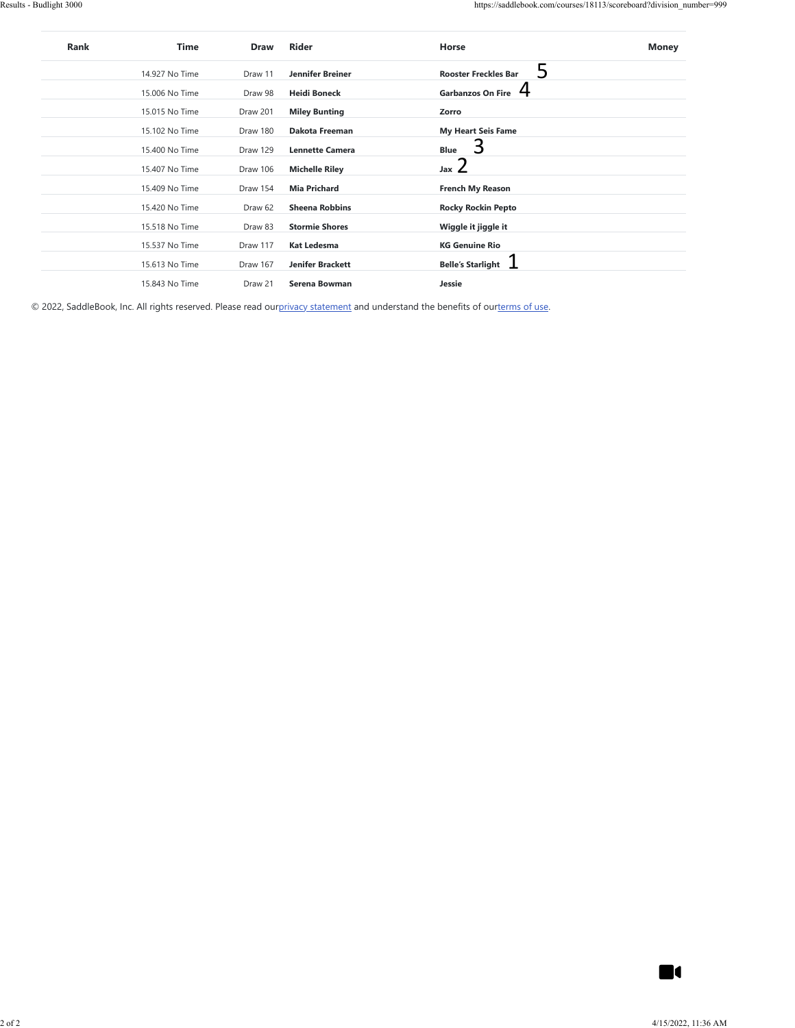| Rank | Time | Draw | Rider | Horse | Money |
|---|---|---|---|---|---|
| | 14.927 No Time | Draw 11 | **Jennifer Breiner** | **Rooster Freckles Bar** 5 | |
| | 15.006 No Time | Draw 98 | **Heidi Boneck** | **Garbanzos On Fire** 4 | |
| | 15.015 No Time | Draw 201 | **Miley Bunting** | **Zorro** | |
| | 15.102 No Time | Draw 180 | **Dakota Freeman** | **My Heart Seis Fame** | |
| | 15.400 No Time | Draw 129 | **Lennette Camera** | **Blue** 3 | |
| | 15.407 No Time | Draw 106 | **Michelle Riley** | **Jax** 2 | |
| | 15.409 No Time | Draw 154 | **Mia Prichard** | **French My Reason** | |
| | 15.420 No Time | Draw 62 | **Sheena Robbins** | **Rocky Rockin Pepto** | |
| | 15.518 No Time | Draw 83 | **Stormie Shores** | **Wiggle it jiggle it** | |
| | 15.537 No Time | Draw 117 | **Kat Ledesma** | **KG Genuine Rio** | |
| | 15.613 No Time | Draw 167 | **Jenifer Brackett** | **Belle's Starlight** 1 | |
| | 15.843 No Time | Draw 21 | **Serena Bowman** | **Jessie** | |

© 2022, SaddleBook, Inc. All rights reserved. Please read ourprivacy statement and understand the benefits of ourterms of use.